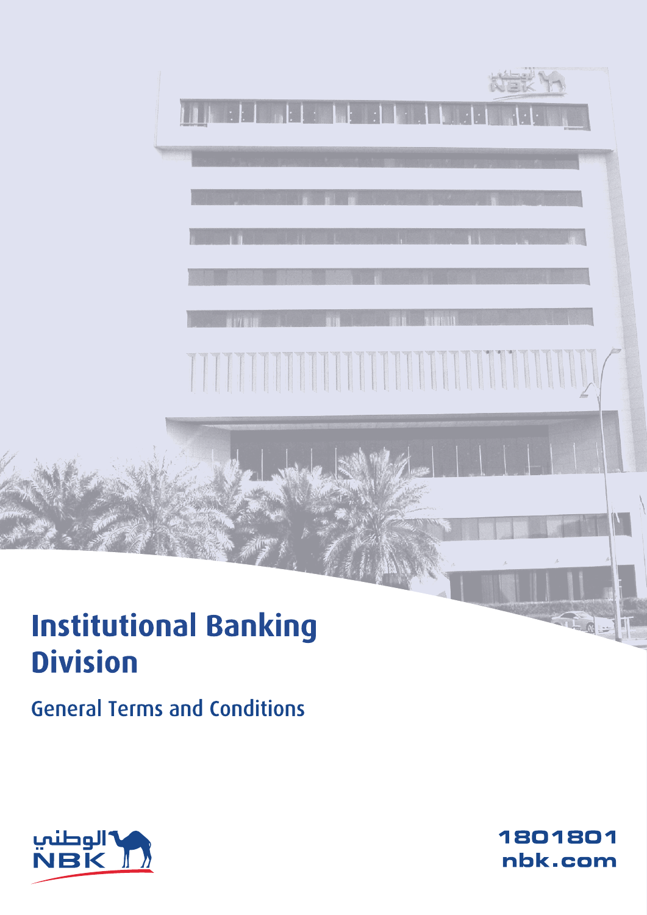# Institutional Banking Division

## General Terms and Conditions

الوطني
NBK

1801801
nbk.com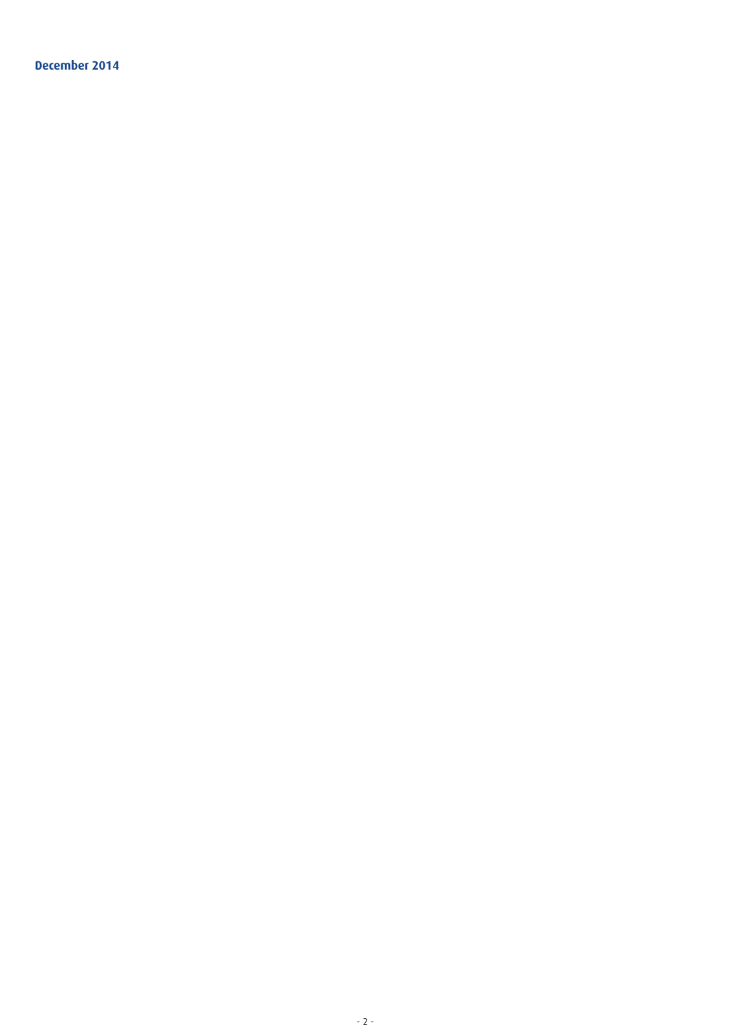**December 2014**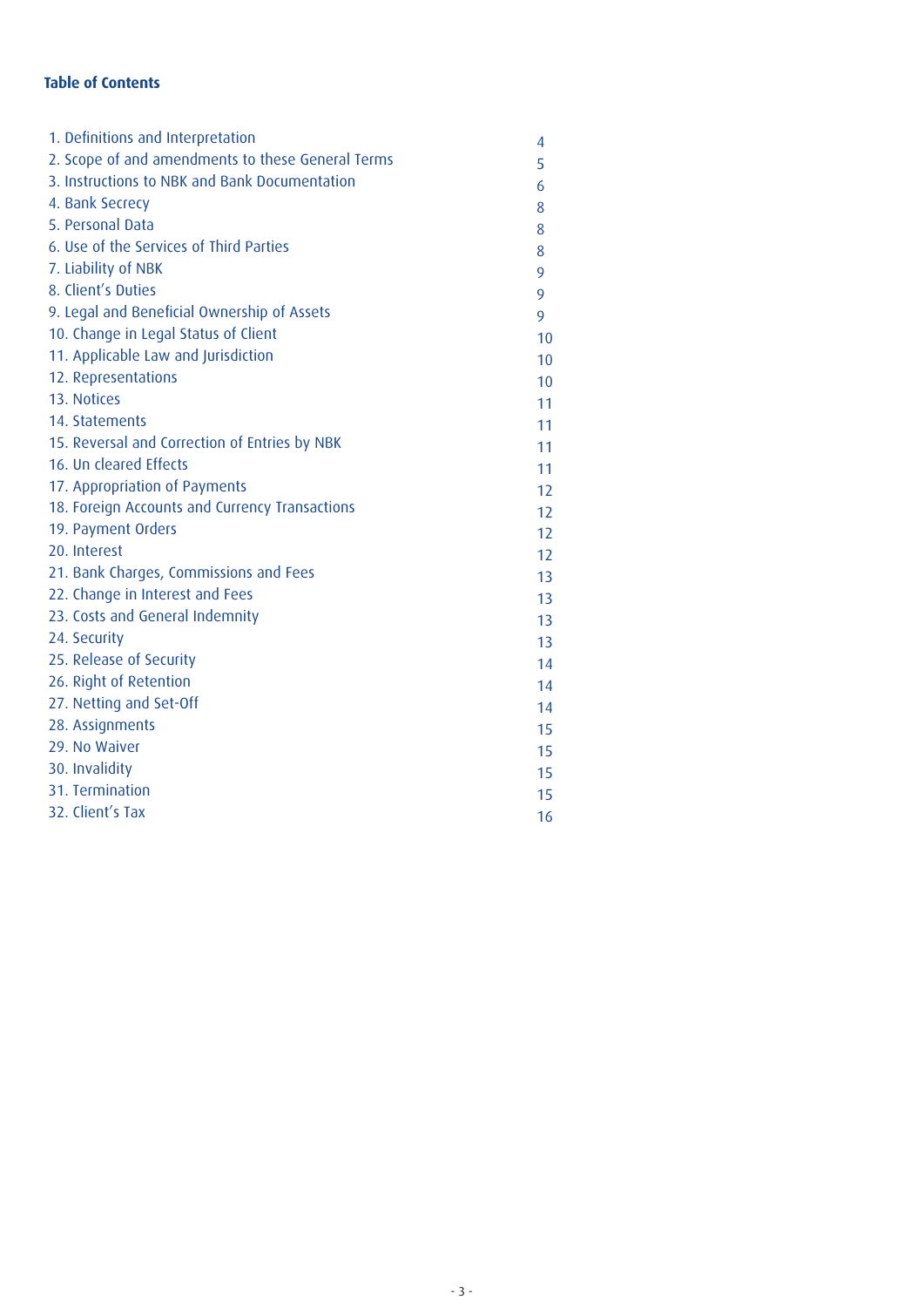**Table of Contents**

| | |
|---|---|
| 1. Definitions and Interpretation | 4 |
| 2. Scope of and amendments to these General Terms | 5 |
| 3. Instructions to NBK and Bank Documentation | 6 |
| 4. Bank Secrecy | 8 |
| 5. Personal Data | 8 |
| 6. Use of the Services of Third Parties | 8 |
| 7. Liability of NBK | 9 |
| 8. Client's Duties | 9 |
| 9. Legal and Beneficial Ownership of Assets | 9 |
| 10. Change in Legal Status of Client | 10 |
| 11. Applicable Law and Jurisdiction | 10 |
| 12. Representations | 10 |
| 13. Notices | 11 |
| 14. Statements | 11 |
| 15. Reversal and Correction of Entries by NBK | 11 |
| 16. Un cleared Effects | 11 |
| 17. Appropriation of Payments | 12 |
| 18. Foreign Accounts and Currency Transactions | 12 |
| 19. Payment Orders | 12 |
| 20. Interest | 12 |
| 21. Bank Charges, Commissions and Fees | 13 |
| 22. Change in Interest and Fees | 13 |
| 23. Costs and General Indemnity | 13 |
| 24. Security | 13 |
| 25. Release of Security | 14 |
| 26. Right of Retention | 14 |
| 27. Netting and Set-Off | 14 |
| 28. Assignments | 15 |
| 29. No Waiver | 15 |
| 30. Invalidity | 15 |
| 31. Termination | 15 |
| 32. Client's Tax | 16 |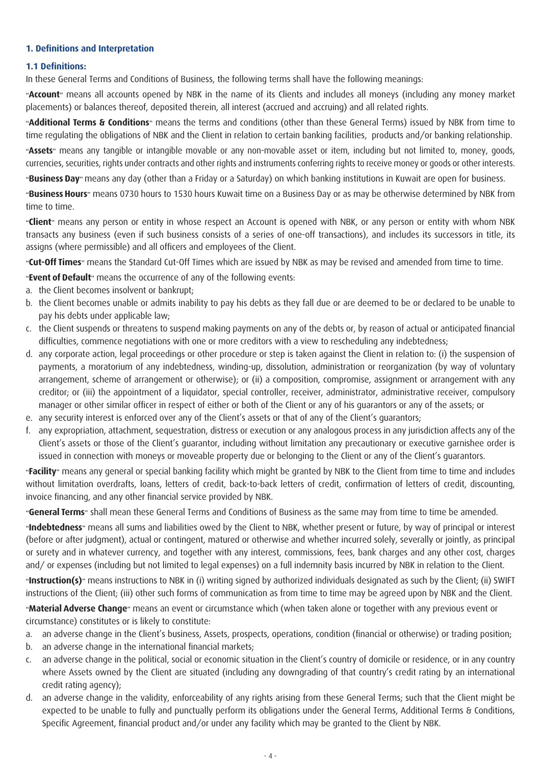## 1. Definitions and Interpretation

### 1.1 Definitions:

In these General Terms and Conditions of Business, the following terms shall have the following meanings:

"**Account**" means all accounts opened by NBK in the name of its Clients and includes all moneys (including any money market placements) or balances thereof, deposited therein, all interest (accrued and accruing) and all related rights.

"**Additional Terms & Conditions**" means the terms and conditions (other than these General Terms) issued by NBK from time to time regulating the obligations of NBK and the Client in relation to certain banking facilities, products and/or banking relationship.

"**Assets**" means any tangible or intangible movable or any non-movable asset or item, including but not limited to, money, goods, currencies, securities, rights under contracts and other rights and instruments conferring rights to receive money or goods or other interests.

"**Business Day**" means any day (other than a Friday or a Saturday) on which banking institutions in Kuwait are open for business.

"**Business Hours**" means 0730 hours to 1530 hours Kuwait time on a Business Day or as may be otherwise determined by NBK from time to time.

"**Client**" means any person or entity in whose respect an Account is opened with NBK, or any person or entity with whom NBK transacts any business (even if such business consists of a series of one-off transactions), and includes its successors in title, its assigns (where permissible) and all officers and employees of the Client.

"**Cut-Off Times**" means the Standard Cut-Off Times which are issued by NBK as may be revised and amended from time to time.

"**Event of Default**" means the occurrence of any of the following events:

a. the Client becomes insolvent or bankrupt;
b. the Client becomes unable or admits inability to pay his debts as they fall due or are deemed to be or declared to be unable to pay his debts under applicable law;
c. the Client suspends or threatens to suspend making payments on any of the debts or, by reason of actual or anticipated financial difficulties, commence negotiations with one or more creditors with a view to rescheduling any indebtedness;
d. any corporate action, legal proceedings or other procedure or step is taken against the Client in relation to: (i) the suspension of payments, a moratorium of any indebtedness, winding-up, dissolution, administration or reorganization (by way of voluntary arrangement, scheme of arrangement or otherwise); or (ii) a composition, compromise, assignment or arrangement with any creditor; or (iii) the appointment of a liquidator, special controller, receiver, administrator, administrative receiver, compulsory manager or other similar officer in respect of either or both of the Client or any of his guarantors or any of the assets; or
e. any security interest is enforced over any of the Client's assets or that of any of the Client's guarantors;
f. any expropriation, attachment, sequestration, distress or execution or any analogous process in any jurisdiction affects any of the Client's assets or those of the Client's guarantor, including without limitation any precautionary or executive garnishee order is issued in connection with moneys or moveable property due or belonging to the Client or any of the Client's guarantors.

"**Facility**" means any general or special banking facility which might be granted by NBK to the Client from time to time and includes without limitation overdrafts, loans, letters of credit, back-to-back letters of credit, confirmation of letters of credit, discounting, invoice financing, and any other financial service provided by NBK.

"**General Terms**" shall mean these General Terms and Conditions of Business as the same may from time to time be amended.

"**Indebtedness**" means all sums and liabilities owed by the Client to NBK, whether present or future, by way of principal or interest (before or after judgment), actual or contingent, matured or otherwise and whether incurred solely, severally or jointly, as principal or surety and in whatever currency, and together with any interest, commissions, fees, bank charges and any other cost, charges and/ or expenses (including but not limited to legal expenses) on a full indemnity basis incurred by NBK in relation to the Client.

"**Instruction(s)**" means instructions to NBK in (i) writing signed by authorized individuals designated as such by the Client; (ii) SWIFT instructions of the Client; (iii) other such forms of communication as from time to time may be agreed upon by NBK and the Client.

"**Material Adverse Change**" means an event or circumstance which (when taken alone or together with any previous event or circumstance) constitutes or is likely to constitute:

a. an adverse change in the Client's business, Assets, prospects, operations, condition (financial or otherwise) or trading position;
b. an adverse change in the international financial markets;
c. an adverse change in the political, social or economic situation in the Client's country of domicile or residence, or in any country where Assets owned by the Client are situated (including any downgrading of that country's credit rating by an international credit rating agency);
d. an adverse change in the validity, enforceability of any rights arising from these General Terms; such that the Client might be expected to be unable to fully and punctually perform its obligations under the General Terms, Additional Terms & Conditions, Specific Agreement, financial product and/or under any facility which may be granted to the Client by NBK.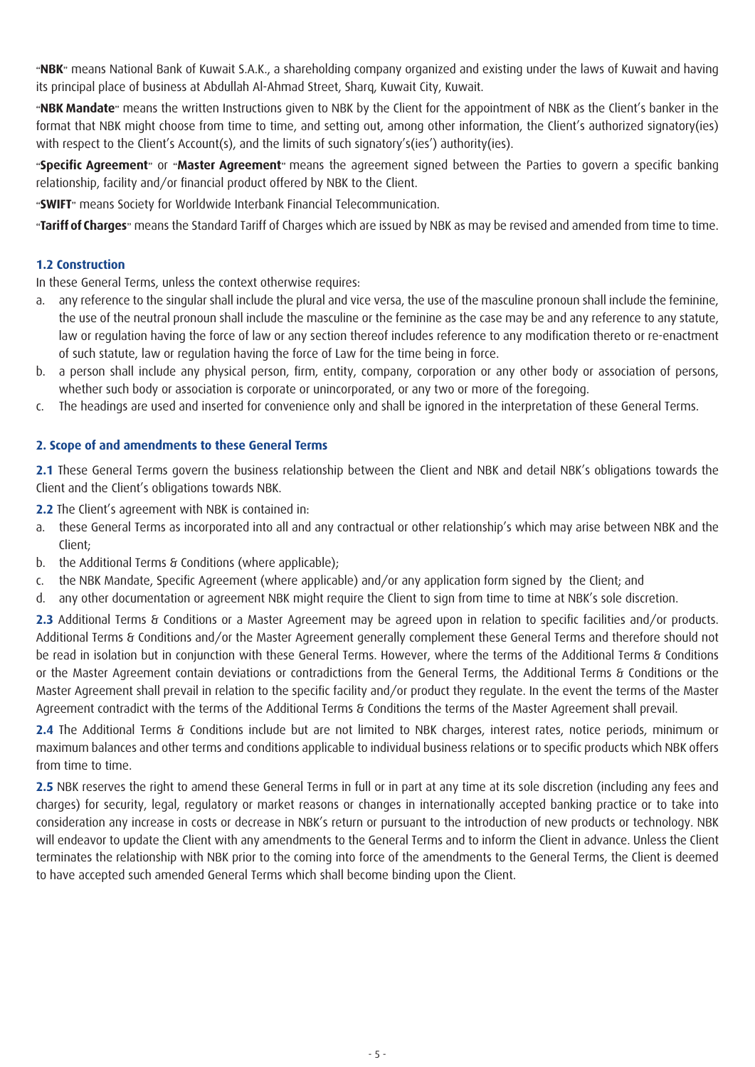"**NBK**" means National Bank of Kuwait S.A.K., a shareholding company organized and existing under the laws of Kuwait and having its principal place of business at Abdullah Al-Ahmad Street, Sharq, Kuwait City, Kuwait.

"**NBK Mandate**" means the written Instructions given to NBK by the Client for the appointment of NBK as the Client's banker in the format that NBK might choose from time to time, and setting out, among other information, the Client's authorized signatory(ies) with respect to the Client's Account(s), and the limits of such signatory's(ies') authority(ies).

"**Specific Agreement**" or "**Master Agreement**" means the agreement signed between the Parties to govern a specific banking relationship, facility and/or financial product offered by NBK to the Client.

"**SWIFT**" means Society for Worldwide Interbank Financial Telecommunication.

"**Tariff of Charges**" means the Standard Tariff of Charges which are issued by NBK as may be revised and amended from time to time.

### 1.2 Construction

In these General Terms, unless the context otherwise requires:

a. any reference to the singular shall include the plural and vice versa, the use of the masculine pronoun shall include the feminine, the use of the neutral pronoun shall include the masculine or the feminine as the case may be and any reference to any statute, law or regulation having the force of law or any section thereof includes reference to any modification thereto or re-enactment of such statute, law or regulation having the force of Law for the time being in force.

b. a person shall include any physical person, firm, entity, company, corporation or any other body or association of persons, whether such body or association is corporate or unincorporated, or any two or more of the foregoing.

c. The headings are used and inserted for convenience only and shall be ignored in the interpretation of these General Terms.

## 2. Scope of and amendments to these General Terms

**2.1** These General Terms govern the business relationship between the Client and NBK and detail NBK's obligations towards the Client and the Client's obligations towards NBK.

**2.2** The Client's agreement with NBK is contained in:

a. these General Terms as incorporated into all and any contractual or other relationship's which may arise between NBK and the Client;

b. the Additional Terms & Conditions (where applicable);

c. the NBK Mandate, Specific Agreement (where applicable) and/or any application form signed by the Client; and

d. any other documentation or agreement NBK might require the Client to sign from time to time at NBK's sole discretion.

**2.3** Additional Terms & Conditions or a Master Agreement may be agreed upon in relation to specific facilities and/or products. Additional Terms & Conditions and/or the Master Agreement generally complement these General Terms and therefore should not be read in isolation but in conjunction with these General Terms. However, where the terms of the Additional Terms & Conditions or the Master Agreement contain deviations or contradictions from the General Terms, the Additional Terms & Conditions or the Master Agreement shall prevail in relation to the specific facility and/or product they regulate. In the event the terms of the Master Agreement contradict with the terms of the Additional Terms & Conditions the terms of the Master Agreement shall prevail.

**2.4** The Additional Terms & Conditions include but are not limited to NBK charges, interest rates, notice periods, minimum or maximum balances and other terms and conditions applicable to individual business relations or to specific products which NBK offers from time to time.

**2.5** NBK reserves the right to amend these General Terms in full or in part at any time at its sole discretion (including any fees and charges) for security, legal, regulatory or market reasons or changes in internationally accepted banking practice or to take into consideration any increase in costs or decrease in NBK's return or pursuant to the introduction of new products or technology. NBK will endeavor to update the Client with any amendments to the General Terms and to inform the Client in advance. Unless the Client terminates the relationship with NBK prior to the coming into force of the amendments to the General Terms, the Client is deemed to have accepted such amended General Terms which shall become binding upon the Client.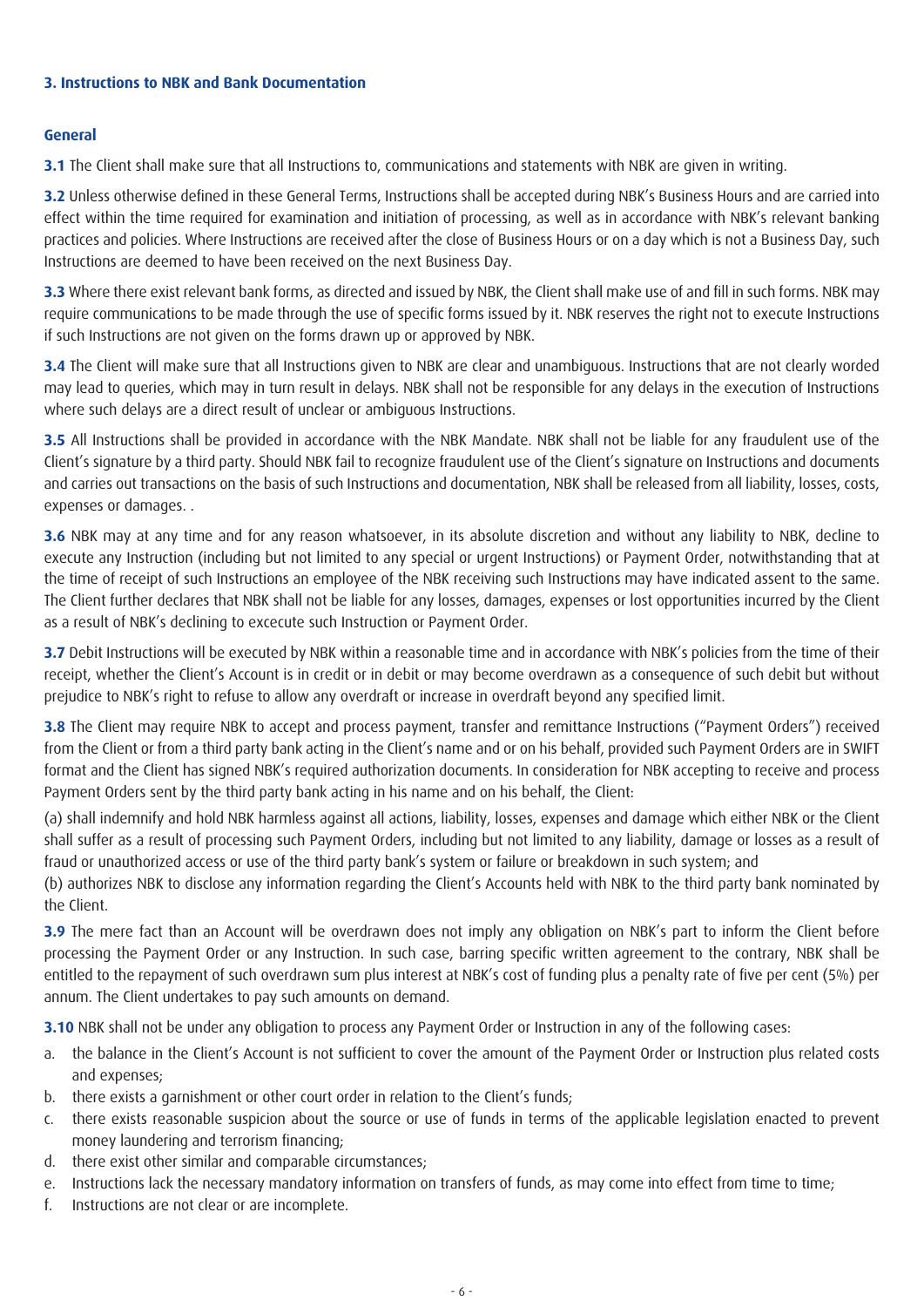### 3. Instructions to NBK and Bank Documentation

#### General

**3.1** The Client shall make sure that all Instructions to, communications and statements with NBK are given in writing.

**3.2** Unless otherwise defined in these General Terms, Instructions shall be accepted during NBK's Business Hours and are carried into effect within the time required for examination and initiation of processing, as well as in accordance with NBK's relevant banking practices and policies. Where Instructions are received after the close of Business Hours or on a day which is not a Business Day, such Instructions are deemed to have been received on the next Business Day.

**3.3** Where there exist relevant bank forms, as directed and issued by NBK, the Client shall make use of and fill in such forms. NBK may require communications to be made through the use of specific forms issued by it. NBK reserves the right not to execute Instructions if such Instructions are not given on the forms drawn up or approved by NBK.

**3.4** The Client will make sure that all Instructions given to NBK are clear and unambiguous. Instructions that are not clearly worded may lead to queries, which may in turn result in delays. NBK shall not be responsible for any delays in the execution of Instructions where such delays are a direct result of unclear or ambiguous Instructions.

**3.5** All Instructions shall be provided in accordance with the NBK Mandate. NBK shall not be liable for any fraudulent use of the Client's signature by a third party. Should NBK fail to recognize fraudulent use of the Client's signature on Instructions and documents and carries out transactions on the basis of such Instructions and documentation, NBK shall be released from all liability, losses, costs, expenses or damages. .

**3.6** NBK may at any time and for any reason whatsoever, in its absolute discretion and without any liability to NBK, decline to execute any Instruction (including but not limited to any special or urgent Instructions) or Payment Order, notwithstanding that at the time of receipt of such Instructions an employee of the NBK receiving such Instructions may have indicated assent to the same. The Client further declares that NBK shall not be liable for any losses, damages, expenses or lost opportunities incurred by the Client as a result of NBK's declining to excecute such Instruction or Payment Order.

**3.7** Debit Instructions will be executed by NBK within a reasonable time and in accordance with NBK's policies from the time of their receipt, whether the Client's Account is in credit or in debit or may become overdrawn as a consequence of such debit but without prejudice to NBK's right to refuse to allow any overdraft or increase in overdraft beyond any specified limit.

**3.8** The Client may require NBK to accept and process payment, transfer and remittance Instructions ("Payment Orders") received from the Client or from a third party bank acting in the Client's name and or on his behalf, provided such Payment Orders are in SWIFT format and the Client has signed NBK's required authorization documents. In consideration for NBK accepting to receive and process Payment Orders sent by the third party bank acting in his name and on his behalf, the Client:

(a) shall indemnify and hold NBK harmless against all actions, liability, losses, expenses and damage which either NBK or the Client shall suffer as a result of processing such Payment Orders, including but not limited to any liability, damage or losses as a result of fraud or unauthorized access or use of the third party bank's system or failure or breakdown in such system; and

(b) authorizes NBK to disclose any information regarding the Client's Accounts held with NBK to the third party bank nominated by the Client.

**3.9** The mere fact than an Account will be overdrawn does not imply any obligation on NBK's part to inform the Client before processing the Payment Order or any Instruction. In such case, barring specific written agreement to the contrary, NBK shall be entitled to the repayment of such overdrawn sum plus interest at NBK's cost of funding plus a penalty rate of five per cent (5%) per annum. The Client undertakes to pay such amounts on demand.

**3.10** NBK shall not be under any obligation to process any Payment Order or Instruction in any of the following cases:

a. the balance in the Client's Account is not sufficient to cover the amount of the Payment Order or Instruction plus related costs and expenses;
b. there exists a garnishment or other court order in relation to the Client's funds;
c. there exists reasonable suspicion about the source or use of funds in terms of the applicable legislation enacted to prevent money laundering and terrorism financing;
d. there exist other similar and comparable circumstances;
e. Instructions lack the necessary mandatory information on transfers of funds, as may come into effect from time to time;
f. Instructions are not clear or are incomplete.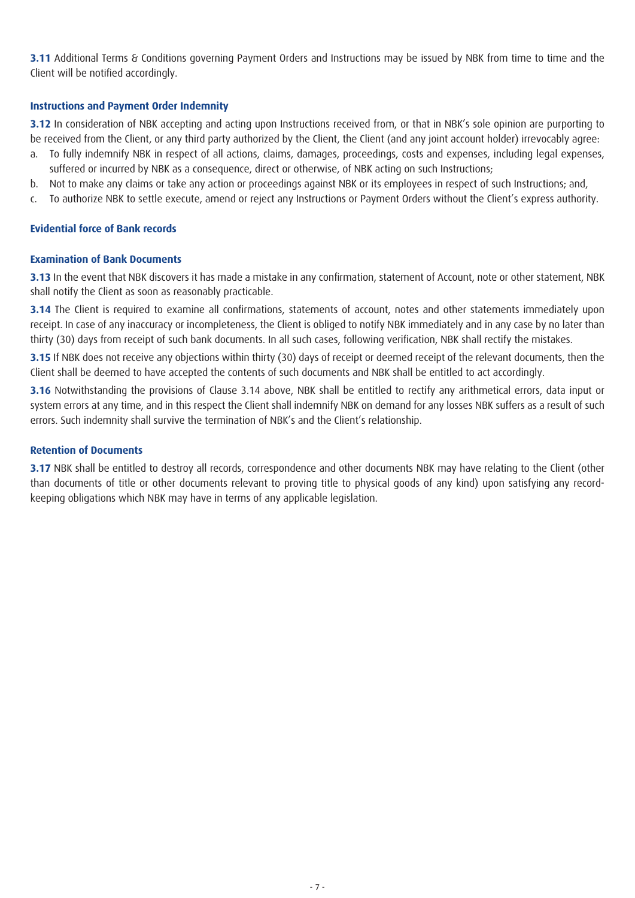**3.11** Additional Terms & Conditions governing Payment Orders and Instructions may be issued by NBK from time to time and the Client will be notified accordingly.

### Instructions and Payment Order Indemnity

**3.12** In consideration of NBK accepting and acting upon Instructions received from, or that in NBK's sole opinion are purporting to be received from the Client, or any third party authorized by the Client, the Client (and any joint account holder) irrevocably agree:

a. To fully indemnify NBK in respect of all actions, claims, damages, proceedings, costs and expenses, including legal expenses, suffered or incurred by NBK as a consequence, direct or otherwise, of NBK acting on such Instructions;

b. Not to make any claims or take any action or proceedings against NBK or its employees in respect of such Instructions; and,

c. To authorize NBK to settle execute, amend or reject any Instructions or Payment Orders without the Client's express authority.

### Evidential force of Bank records

### Examination of Bank Documents

**3.13** In the event that NBK discovers it has made a mistake in any confirmation, statement of Account, note or other statement, NBK shall notify the Client as soon as reasonably practicable.

**3.14** The Client is required to examine all confirmations, statements of account, notes and other statements immediately upon receipt. In case of any inaccuracy or incompleteness, the Client is obliged to notify NBK immediately and in any case by no later than thirty (30) days from receipt of such bank documents. In all such cases, following verification, NBK shall rectify the mistakes.

**3.15** If NBK does not receive any objections within thirty (30) days of receipt or deemed receipt of the relevant documents, then the Client shall be deemed to have accepted the contents of such documents and NBK shall be entitled to act accordingly.

**3.16** Notwithstanding the provisions of Clause 3.14 above, NBK shall be entitled to rectify any arithmetical errors, data input or system errors at any time, and in this respect the Client shall indemnify NBK on demand for any losses NBK suffers as a result of such errors. Such indemnity shall survive the termination of NBK's and the Client's relationship.

### Retention of Documents

**3.17** NBK shall be entitled to destroy all records, correspondence and other documents NBK may have relating to the Client (other than documents of title or other documents relevant to proving title to physical goods of any kind) upon satisfying any record-keeping obligations which NBK may have in terms of any applicable legislation.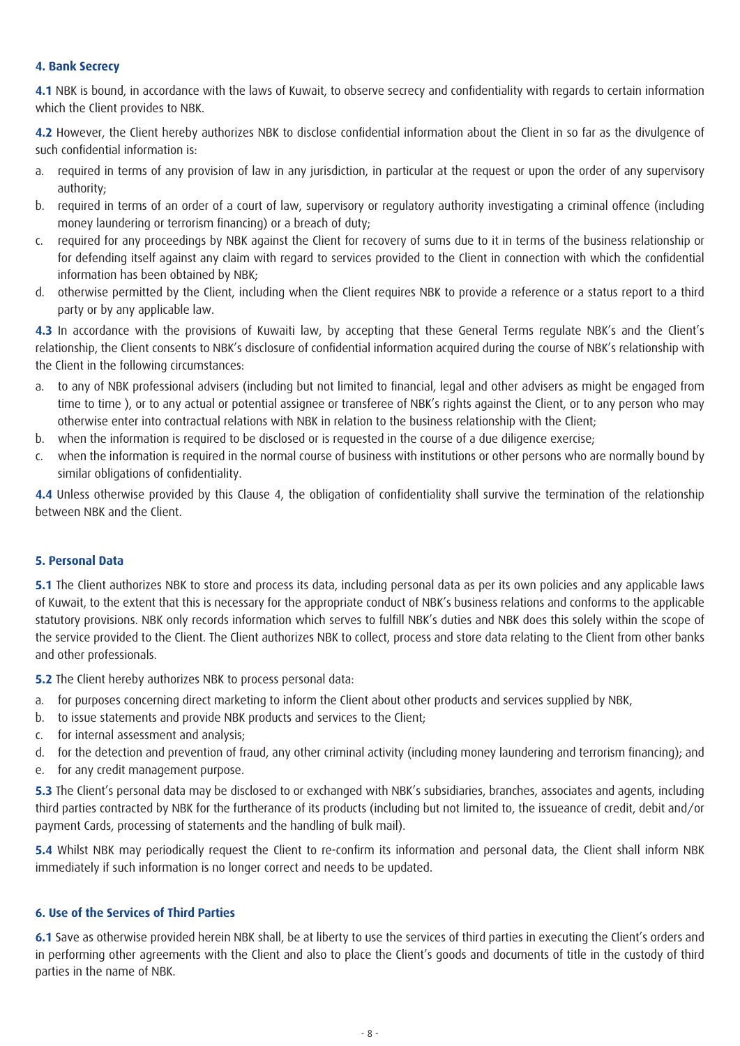### 4. Bank Secrecy

**4.1** NBK is bound, in accordance with the laws of Kuwait, to observe secrecy and confidentiality with regards to certain information which the Client provides to NBK.

**4.2** However, the Client hereby authorizes NBK to disclose confidential information about the Client in so far as the divulgence of such confidential information is:

a. required in terms of any provision of law in any jurisdiction, in particular at the request or upon the order of any supervisory authority;
b. required in terms of an order of a court of law, supervisory or regulatory authority investigating a criminal offence (including money laundering or terrorism financing) or a breach of duty;
c. required for any proceedings by NBK against the Client for recovery of sums due to it in terms of the business relationship or for defending itself against any claim with regard to services provided to the Client in connection with which the confidential information has been obtained by NBK;
d. otherwise permitted by the Client, including when the Client requires NBK to provide a reference or a status report to a third party or by any applicable law.

**4.3** In accordance with the provisions of Kuwaiti law, by accepting that these General Terms regulate NBK's and the Client's relationship, the Client consents to NBK's disclosure of confidential information acquired during the course of NBK's relationship with the Client in the following circumstances:

a. to any of NBK professional advisers (including but not limited to financial, legal and other advisers as might be engaged from time to time ), or to any actual or potential assignee or transferee of NBK's rights against the Client, or to any person who may otherwise enter into contractual relations with NBK in relation to the business relationship with the Client;
b. when the information is required to be disclosed or is requested in the course of a due diligence exercise;
c. when the information is required in the normal course of business with institutions or other persons who are normally bound by similar obligations of confidentiality.

**4.4** Unless otherwise provided by this Clause 4, the obligation of confidentiality shall survive the termination of the relationship between NBK and the Client.

### 5. Personal Data

**5.1** The Client authorizes NBK to store and process its data, including personal data as per its own policies and any applicable laws of Kuwait, to the extent that this is necessary for the appropriate conduct of NBK's business relations and conforms to the applicable statutory provisions. NBK only records information which serves to fulfill NBK's duties and NBK does this solely within the scope of the service provided to the Client. The Client authorizes NBK to collect, process and store data relating to the Client from other banks and other professionals.

**5.2** The Client hereby authorizes NBK to process personal data:

a. for purposes concerning direct marketing to inform the Client about other products and services supplied by NBK,
b. to issue statements and provide NBK products and services to the Client;
c. for internal assessment and analysis;
d. for the detection and prevention of fraud, any other criminal activity (including money laundering and terrorism financing); and
e. for any credit management purpose.

**5.3** The Client's personal data may be disclosed to or exchanged with NBK's subsidiaries, branches, associates and agents, including third parties contracted by NBK for the furtherance of its products (including but not limited to, the issuance of credit, debit and/or payment Cards, processing of statements and the handling of bulk mail).

**5.4** Whilst NBK may periodically request the Client to re-confirm its information and personal data, the Client shall inform NBK immediately if such information is no longer correct and needs to be updated.

### 6. Use of the Services of Third Parties

**6.1** Save as otherwise provided herein NBK shall, be at liberty to use the services of third parties in executing the Client's orders and in performing other agreements with the Client and also to place the Client's goods and documents of title in the custody of third parties in the name of NBK.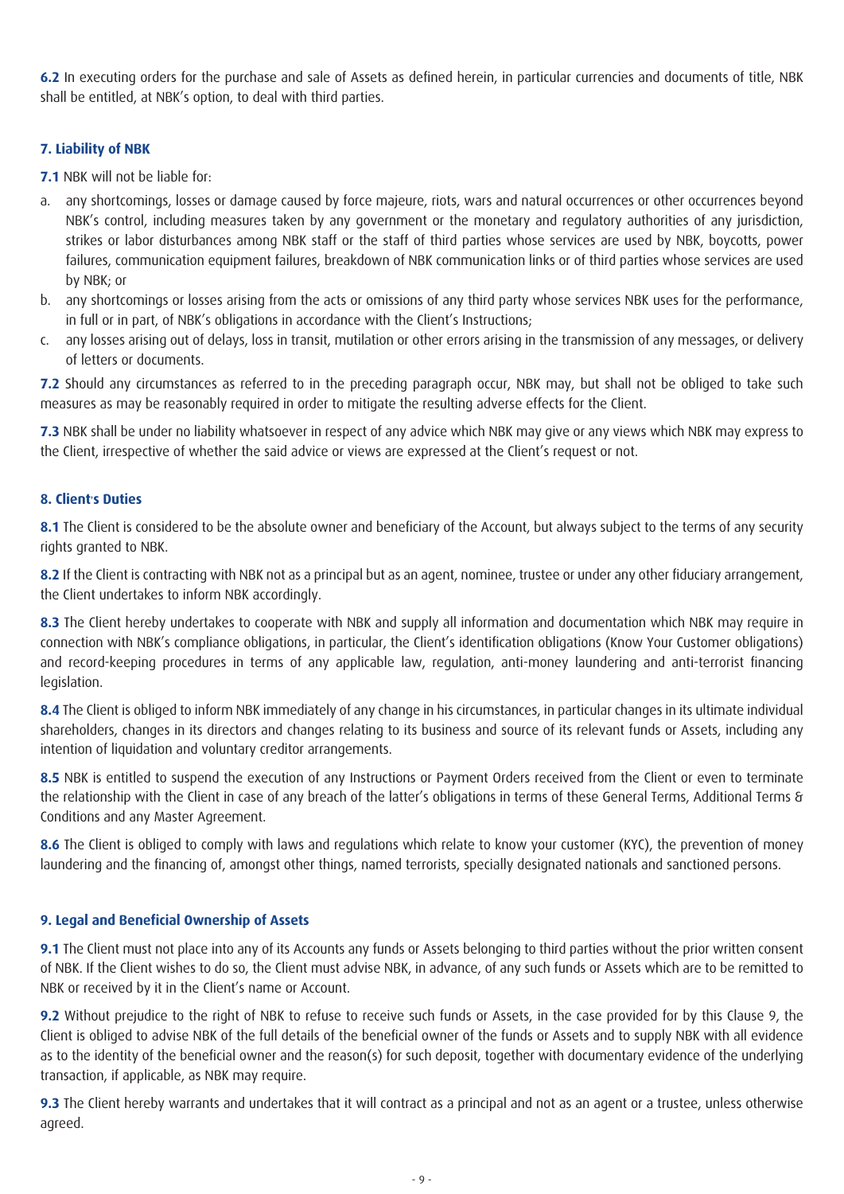**6.2** In executing orders for the purchase and sale of Assets as defined herein, in particular currencies and documents of title, NBK shall be entitled, at NBK's option, to deal with third parties.

## 7. Liability of NBK

**7.1** NBK will not be liable for:

a. any shortcomings, losses or damage caused by force majeure, riots, wars and natural occurrences or other occurrences beyond NBK's control, including measures taken by any government or the monetary and regulatory authorities of any jurisdiction, strikes or labor disturbances among NBK staff or the staff of third parties whose services are used by NBK, boycotts, power failures, communication equipment failures, breakdown of NBK communication links or of third parties whose services are used by NBK; or
b. any shortcomings or losses arising from the acts or omissions of any third party whose services NBK uses for the performance, in full or in part, of NBK's obligations in accordance with the Client's Instructions;
c. any losses arising out of delays, loss in transit, mutilation or other errors arising in the transmission of any messages, or delivery of letters or documents.

**7.2** Should any circumstances as referred to in the preceding paragraph occur, NBK may, but shall not be obliged to take such measures as may be reasonably required in order to mitigate the resulting adverse effects for the Client.

**7.3** NBK shall be under no liability whatsoever in respect of any advice which NBK may give or any views which NBK may express to the Client, irrespective of whether the said advice or views are expressed at the Client's request or not.

## 8. Client's Duties

**8.1** The Client is considered to be the absolute owner and beneficiary of the Account, but always subject to the terms of any security rights granted to NBK.

**8.2** If the Client is contracting with NBK not as a principal but as an agent, nominee, trustee or under any other fiduciary arrangement, the Client undertakes to inform NBK accordingly.

**8.3** The Client hereby undertakes to cooperate with NBK and supply all information and documentation which NBK may require in connection with NBK's compliance obligations, in particular, the Client's identification obligations (Know Your Customer obligations) and record-keeping procedures in terms of any applicable law, regulation, anti-money laundering and anti-terrorist financing legislation.

**8.4** The Client is obliged to inform NBK immediately of any change in his circumstances, in particular changes in its ultimate individual shareholders, changes in its directors and changes relating to its business and source of its relevant funds or Assets, including any intention of liquidation and voluntary creditor arrangements.

**8.5** NBK is entitled to suspend the execution of any Instructions or Payment Orders received from the Client or even to terminate the relationship with the Client in case of any breach of the latter's obligations in terms of these General Terms, Additional Terms & Conditions and any Master Agreement.

**8.6** The Client is obliged to comply with laws and regulations which relate to know your customer (KYC), the prevention of money laundering and the financing of, amongst other things, named terrorists, specially designated nationals and sanctioned persons.

## 9. Legal and Beneficial Ownership of Assets

**9.1** The Client must not place into any of its Accounts any funds or Assets belonging to third parties without the prior written consent of NBK. If the Client wishes to do so, the Client must advise NBK, in advance, of any such funds or Assets which are to be remitted to NBK or received by it in the Client's name or Account.

**9.2** Without prejudice to the right of NBK to refuse to receive such funds or Assets, in the case provided for by this Clause 9, the Client is obliged to advise NBK of the full details of the beneficial owner of the funds or Assets and to supply NBK with all evidence as to the identity of the beneficial owner and the reason(s) for such deposit, together with documentary evidence of the underlying transaction, if applicable, as NBK may require.

**9.3** The Client hereby warrants and undertakes that it will contract as a principal and not as an agent or a trustee, unless otherwise agreed.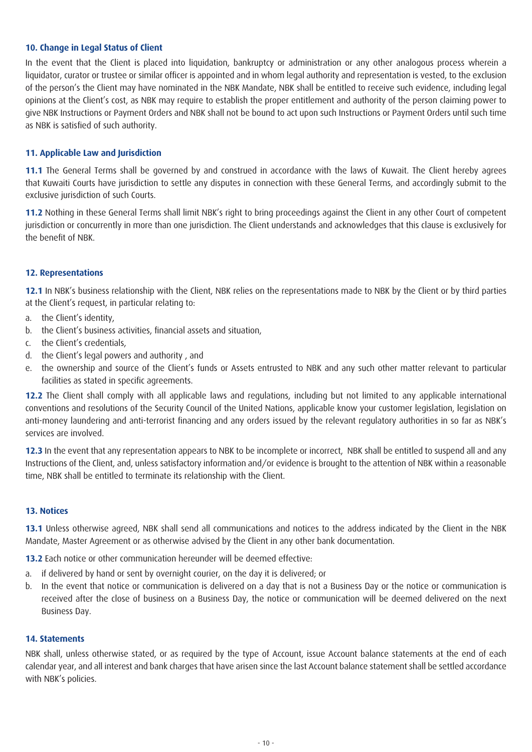### 10. Change in Legal Status of Client

In the event that the Client is placed into liquidation, bankruptcy or administration or any other analogous process wherein a liquidator, curator or trustee or similar officer is appointed and in whom legal authority and representation is vested, to the exclusion of the person's the Client may have nominated in the NBK Mandate, NBK shall be entitled to receive such evidence, including legal opinions at the Client's cost, as NBK may require to establish the proper entitlement and authority of the person claiming power to give NBK Instructions or Payment Orders and NBK shall not be bound to act upon such Instructions or Payment Orders until such time as NBK is satisfied of such authority.

### 11. Applicable Law and Jurisdiction

**11.1** The General Terms shall be governed by and construed in accordance with the laws of Kuwait. The Client hereby agrees that Kuwaiti Courts have jurisdiction to settle any disputes in connection with these General Terms, and accordingly submit to the exclusive jurisdiction of such Courts.

**11.2** Nothing in these General Terms shall limit NBK's right to bring proceedings against the Client in any other Court of competent jurisdiction or concurrently in more than one jurisdiction. The Client understands and acknowledges that this clause is exclusively for the benefit of NBK.

### 12. Representations

**12.1** In NBK's business relationship with the Client, NBK relies on the representations made to NBK by the Client or by third parties at the Client's request, in particular relating to:

a. the Client's identity,
b. the Client's business activities, financial assets and situation,
c. the Client's credentials,
d. the Client's legal powers and authority , and
e. the ownership and source of the Client's funds or Assets entrusted to NBK and any such other matter relevant to particular facilities as stated in specific agreements.

**12.2** The Client shall comply with all applicable laws and regulations, including but not limited to any applicable international conventions and resolutions of the Security Council of the United Nations, applicable know your customer legislation, legislation on anti-money laundering and anti-terrorist financing and any orders issued by the relevant regulatory authorities in so far as NBK's services are involved.

**12.3** In the event that any representation appears to NBK to be incomplete or incorrect, NBK shall be entitled to suspend all and any Instructions of the Client, and, unless satisfactory information and/or evidence is brought to the attention of NBK within a reasonable time, NBK shall be entitled to terminate its relationship with the Client.

### 13. Notices

**13.1** Unless otherwise agreed, NBK shall send all communications and notices to the address indicated by the Client in the NBK Mandate, Master Agreement or as otherwise advised by the Client in any other bank documentation.

**13.2** Each notice or other communication hereunder will be deemed effective:

a. if delivered by hand or sent by overnight courier, on the day it is delivered; or
b. In the event that notice or communication is delivered on a day that is not a Business Day or the notice or communication is received after the close of business on a Business Day, the notice or communication will be deemed delivered on the next Business Day.

### 14. Statements

NBK shall, unless otherwise stated, or as required by the type of Account, issue Account balance statements at the end of each calendar year, and all interest and bank charges that have arisen since the last Account balance statement shall be settled accordance with NBK's policies.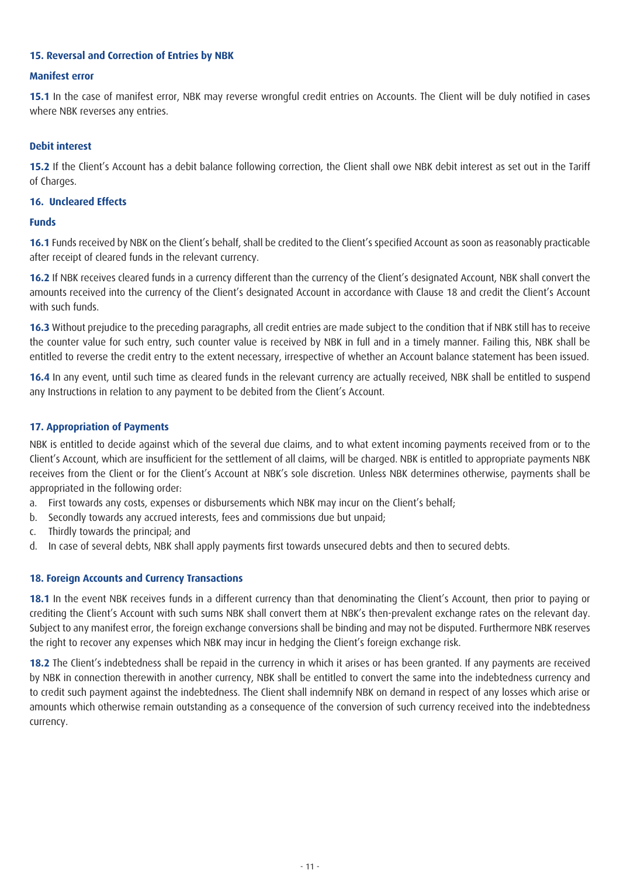## 15. Reversal and Correction of Entries by NBK

### Manifest error

**15.1** In the case of manifest error, NBK may reverse wrongful credit entries on Accounts. The Client will be duly notified in cases where NBK reverses any entries.

### Debit interest

**15.2** If the Client's Account has a debit balance following correction, the Client shall owe NBK debit interest as set out in the Tariff of Charges.

## 16. Uncleared Effects

### Funds

**16.1** Funds received by NBK on the Client's behalf, shall be credited to the Client's specified Account as soon as reasonably practicable after receipt of cleared funds in the relevant currency.

**16.2** If NBK receives cleared funds in a currency different than the currency of the Client's designated Account, NBK shall convert the amounts received into the currency of the Client's designated Account in accordance with Clause 18 and credit the Client's Account with such funds.

**16.3** Without prejudice to the preceding paragraphs, all credit entries are made subject to the condition that if NBK still has to receive the counter value for such entry, such counter value is received by NBK in full and in a timely manner. Failing this, NBK shall be entitled to reverse the credit entry to the extent necessary, irrespective of whether an Account balance statement has been issued.

**16.4** In any event, until such time as cleared funds in the relevant currency are actually received, NBK shall be entitled to suspend any Instructions in relation to any payment to be debited from the Client's Account.

## 17. Appropriation of Payments

NBK is entitled to decide against which of the several due claims, and to what extent incoming payments received from or to the Client's Account, which are insufficient for the settlement of all claims, will be charged. NBK is entitled to appropriate payments NBK receives from the Client or for the Client's Account at NBK's sole discretion. Unless NBK determines otherwise, payments shall be appropriated in the following order:

a. First towards any costs, expenses or disbursements which NBK may incur on the Client's behalf;
b. Secondly towards any accrued interests, fees and commissions due but unpaid;
c. Thirdly towards the principal; and
d. In case of several debts, NBK shall apply payments first towards unsecured debts and then to secured debts.

## 18. Foreign Accounts and Currency Transactions

**18.1** In the event NBK receives funds in a different currency than that denominating the Client's Account, then prior to paying or crediting the Client's Account with such sums NBK shall convert them at NBK's then-prevalent exchange rates on the relevant day. Subject to any manifest error, the foreign exchange conversions shall be binding and may not be disputed. Furthermore NBK reserves the right to recover any expenses which NBK may incur in hedging the Client's foreign exchange risk.

**18.2** The Client's indebtedness shall be repaid in the currency in which it arises or has been granted. If any payments are received by NBK in connection therewith in another currency, NBK shall be entitled to convert the same into the indebtedness currency and to credit such payment against the indebtedness. The Client shall indemnify NBK on demand in respect of any losses which arise or amounts which otherwise remain outstanding as a consequence of the conversion of such currency received into the indebtedness currency.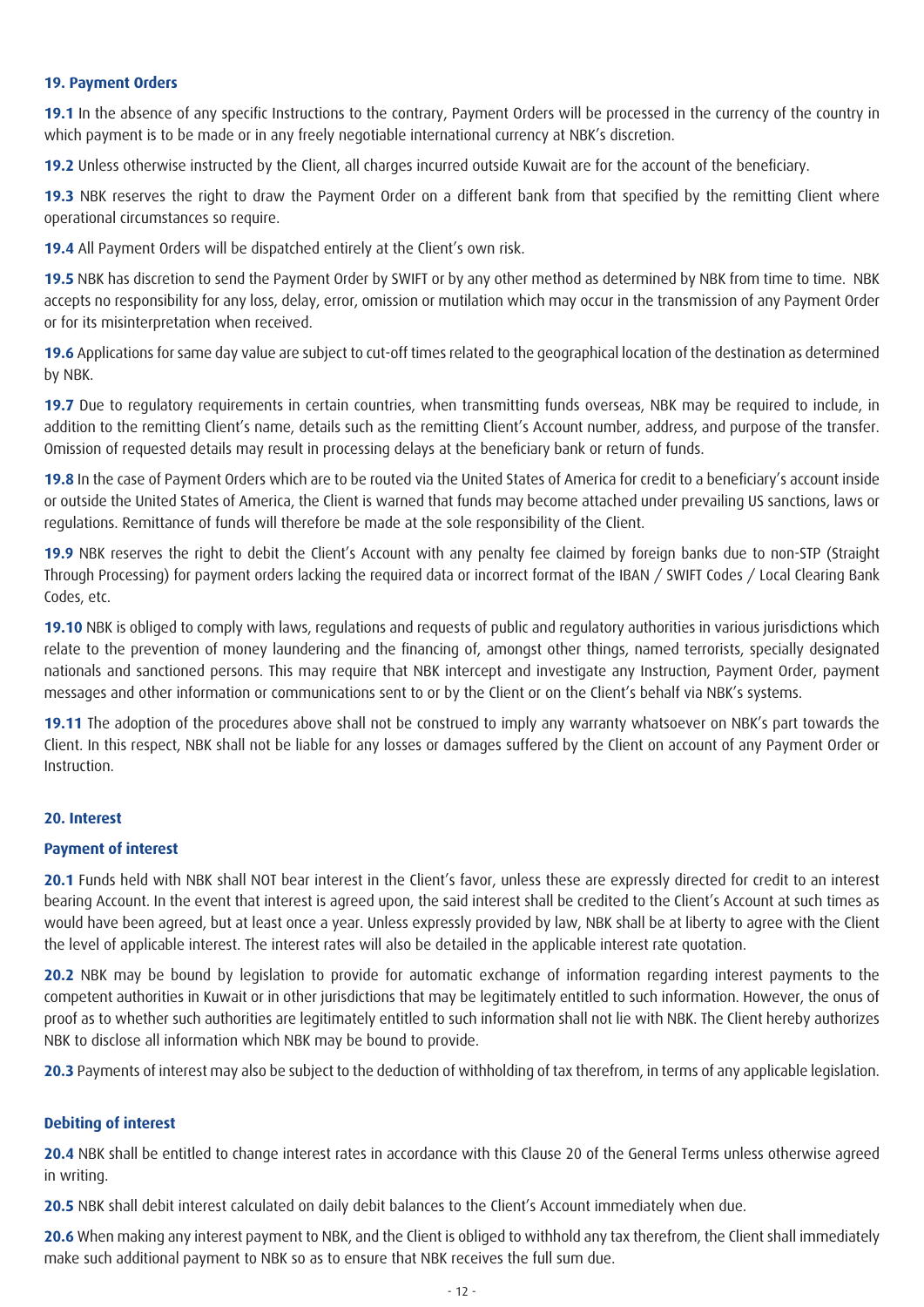## 19. Payment Orders

**19.1** In the absence of any specific Instructions to the contrary, Payment Orders will be processed in the currency of the country in which payment is to be made or in any freely negotiable international currency at NBK's discretion.

**19.2** Unless otherwise instructed by the Client, all charges incurred outside Kuwait are for the account of the beneficiary.

**19.3** NBK reserves the right to draw the Payment Order on a different bank from that specified by the remitting Client where operational circumstances so require.

**19.4** All Payment Orders will be dispatched entirely at the Client's own risk.

**19.5** NBK has discretion to send the Payment Order by SWIFT or by any other method as determined by NBK from time to time. NBK accepts no responsibility for any loss, delay, error, omission or mutilation which may occur in the transmission of any Payment Order or for its misinterpretation when received.

**19.6** Applications for same day value are subject to cut-off times related to the geographical location of the destination as determined by NBK.

**19.7** Due to regulatory requirements in certain countries, when transmitting funds overseas, NBK may be required to include, in addition to the remitting Client's name, details such as the remitting Client's Account number, address, and purpose of the transfer. Omission of requested details may result in processing delays at the beneficiary bank or return of funds.

**19.8** In the case of Payment Orders which are to be routed via the United States of America for credit to a beneficiary's account inside or outside the United States of America, the Client is warned that funds may become attached under prevailing US sanctions, laws or regulations. Remittance of funds will therefore be made at the sole responsibility of the Client.

**19.9** NBK reserves the right to debit the Client's Account with any penalty fee claimed by foreign banks due to non-STP (Straight Through Processing) for payment orders lacking the required data or incorrect format of the IBAN / SWIFT Codes / Local Clearing Bank Codes, etc.

**19.10** NBK is obliged to comply with laws, regulations and requests of public and regulatory authorities in various jurisdictions which relate to the prevention of money laundering and the financing of, amongst other things, named terrorists, specially designated nationals and sanctioned persons. This may require that NBK intercept and investigate any Instruction, Payment Order, payment messages and other information or communications sent to or by the Client or on the Client's behalf via NBK's systems.

**19.11** The adoption of the procedures above shall not be construed to imply any warranty whatsoever on NBK's part towards the Client. In this respect, NBK shall not be liable for any losses or damages suffered by the Client on account of any Payment Order or Instruction.

## 20. Interest

### Payment of interest

**20.1** Funds held with NBK shall NOT bear interest in the Client's favor, unless these are expressly directed for credit to an interest bearing Account. In the event that interest is agreed upon, the said interest shall be credited to the Client's Account at such times as would have been agreed, but at least once a year. Unless expressly provided by law, NBK shall be at liberty to agree with the Client the level of applicable interest. The interest rates will also be detailed in the applicable interest rate quotation.

**20.2** NBK may be bound by legislation to provide for automatic exchange of information regarding interest payments to the competent authorities in Kuwait or in other jurisdictions that may be legitimately entitled to such information. However, the onus of proof as to whether such authorities are legitimately entitled to such information shall not lie with NBK. The Client hereby authorizes NBK to disclose all information which NBK may be bound to provide.

**20.3** Payments of interest may also be subject to the deduction of withholding of tax therefrom, in terms of any applicable legislation.

### Debiting of interest

**20.4** NBK shall be entitled to change interest rates in accordance with this Clause 20 of the General Terms unless otherwise agreed in writing.

**20.5** NBK shall debit interest calculated on daily debit balances to the Client's Account immediately when due.

**20.6** When making any interest payment to NBK, and the Client is obliged to withhold any tax therefrom, the Client shall immediately make such additional payment to NBK so as to ensure that NBK receives the full sum due.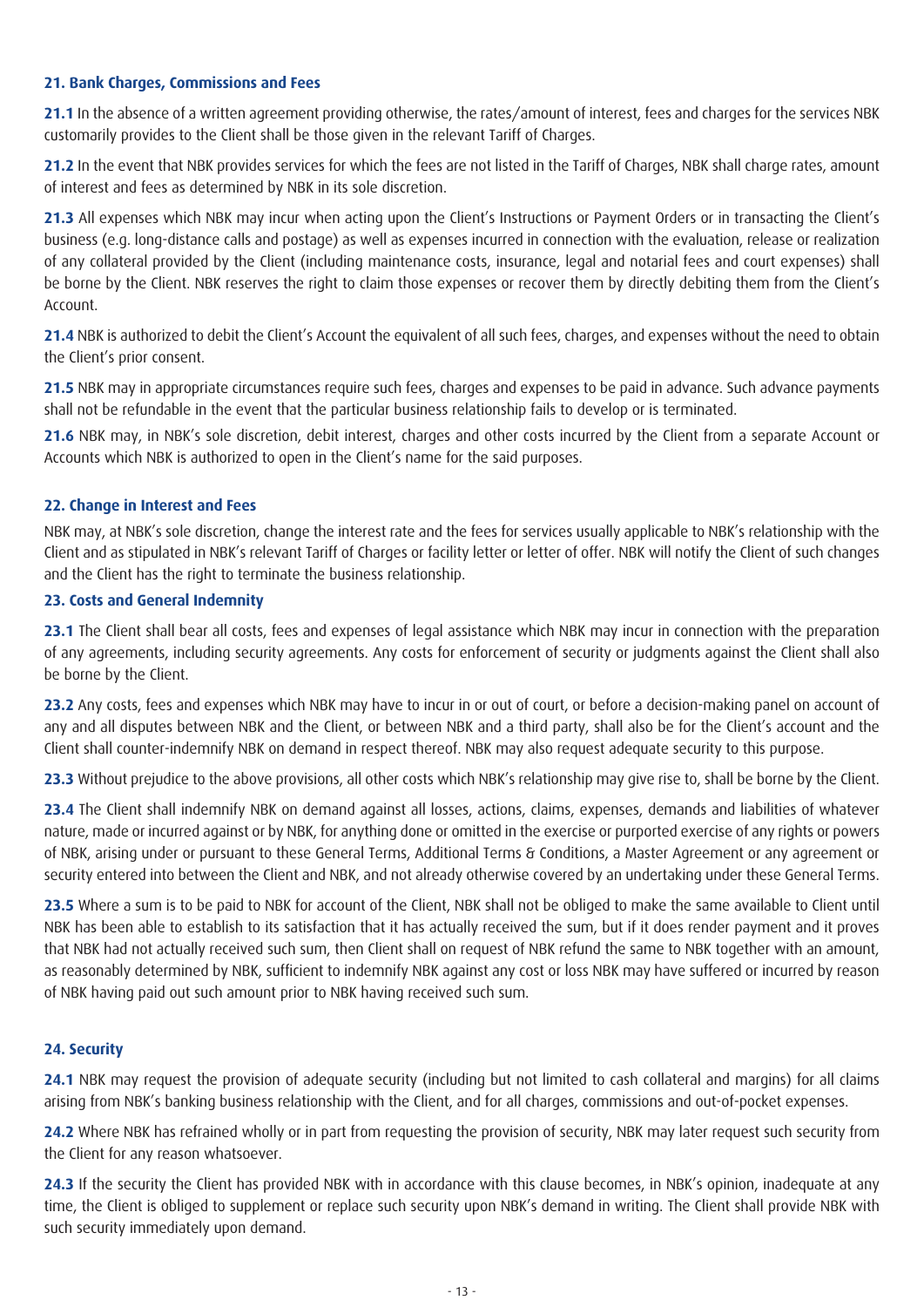### 21. Bank Charges, Commissions and Fees

**21.1** In the absence of a written agreement providing otherwise, the rates/amount of interest, fees and charges for the services NBK customarily provides to the Client shall be those given in the relevant Tariff of Charges.

**21.2** In the event that NBK provides services for which the fees are not listed in the Tariff of Charges, NBK shall charge rates, amount of interest and fees as determined by NBK in its sole discretion.

**21.3** All expenses which NBK may incur when acting upon the Client's Instructions or Payment Orders or in transacting the Client's business (e.g. long-distance calls and postage) as well as expenses incurred in connection with the evaluation, release or realization of any collateral provided by the Client (including maintenance costs, insurance, legal and notarial fees and court expenses) shall be borne by the Client. NBK reserves the right to claim those expenses or recover them by directly debiting them from the Client's Account.

**21.4** NBK is authorized to debit the Client's Account the equivalent of all such fees, charges, and expenses without the need to obtain the Client's prior consent.

**21.5** NBK may in appropriate circumstances require such fees, charges and expenses to be paid in advance. Such advance payments shall not be refundable in the event that the particular business relationship fails to develop or is terminated.

**21.6** NBK may, in NBK's sole discretion, debit interest, charges and other costs incurred by the Client from a separate Account or Accounts which NBK is authorized to open in the Client's name for the said purposes.

### 22. Change in Interest and Fees

NBK may, at NBK's sole discretion, change the interest rate and the fees for services usually applicable to NBK's relationship with the Client and as stipulated in NBK's relevant Tariff of Charges or facility letter or letter of offer. NBK will notify the Client of such changes and the Client has the right to terminate the business relationship.

### 23. Costs and General Indemnity

**23.1** The Client shall bear all costs, fees and expenses of legal assistance which NBK may incur in connection with the preparation of any agreements, including security agreements. Any costs for enforcement of security or judgments against the Client shall also be borne by the Client.

**23.2** Any costs, fees and expenses which NBK may have to incur in or out of court, or before a decision-making panel on account of any and all disputes between NBK and the Client, or between NBK and a third party, shall also be for the Client's account and the Client shall counter-indemnify NBK on demand in respect thereof. NBK may also request adequate security to this purpose.

**23.3** Without prejudice to the above provisions, all other costs which NBK's relationship may give rise to, shall be borne by the Client.

**23.4** The Client shall indemnify NBK on demand against all losses, actions, claims, expenses, demands and liabilities of whatever nature, made or incurred against or by NBK, for anything done or omitted in the exercise or purported exercise of any rights or powers of NBK, arising under or pursuant to these General Terms, Additional Terms & Conditions, a Master Agreement or any agreement or security entered into between the Client and NBK, and not already otherwise covered by an undertaking under these General Terms.

**23.5** Where a sum is to be paid to NBK for account of the Client, NBK shall not be obliged to make the same available to Client until NBK has been able to establish to its satisfaction that it has actually received the sum, but if it does render payment and it proves that NBK had not actually received such sum, then Client shall on request of NBK refund the same to NBK together with an amount, as reasonably determined by NBK, sufficient to indemnify NBK against any cost or loss NBK may have suffered or incurred by reason of NBK having paid out such amount prior to NBK having received such sum.

### 24. Security

**24.1** NBK may request the provision of adequate security (including but not limited to cash collateral and margins) for all claims arising from NBK's banking business relationship with the Client, and for all charges, commissions and out-of-pocket expenses.

**24.2** Where NBK has refrained wholly or in part from requesting the provision of security, NBK may later request such security from the Client for any reason whatsoever.

**24.3** If the security the Client has provided NBK with in accordance with this clause becomes, in NBK's opinion, inadequate at any time, the Client is obliged to supplement or replace such security upon NBK's demand in writing. The Client shall provide NBK with such security immediately upon demand.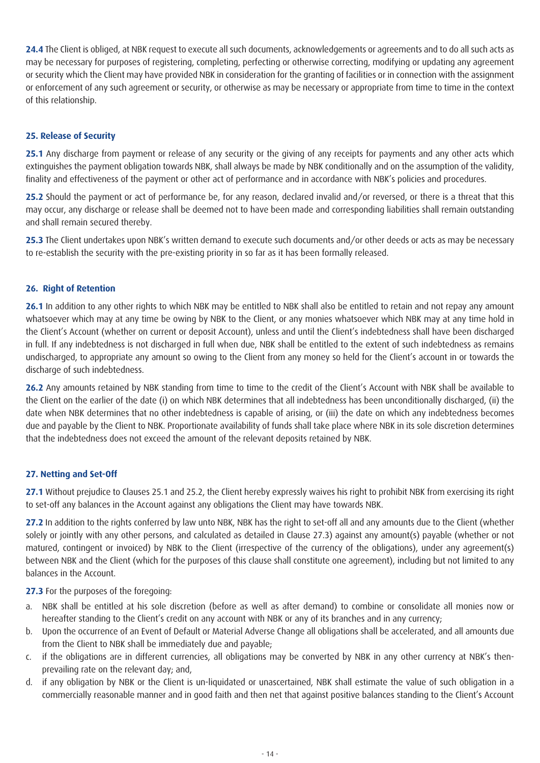**24.4** The Client is obliged, at NBK request to execute all such documents, acknowledgements or agreements and to do all such acts as may be necessary for purposes of registering, completing, perfecting or otherwise correcting, modifying or updating any agreement or security which the Client may have provided NBK in consideration for the granting of facilities or in connection with the assignment or enforcement of any such agreement or security, or otherwise as may be necessary or appropriate from time to time in the context of this relationship.

## 25. Release of Security

**25.1** Any discharge from payment or release of any security or the giving of any receipts for payments and any other acts which extinguishes the payment obligation towards NBK, shall always be made by NBK conditionally and on the assumption of the validity, finality and effectiveness of the payment or other act of performance and in accordance with NBK's policies and procedures.

**25.2** Should the payment or act of performance be, for any reason, declared invalid and/or reversed, or there is a threat that this may occur, any discharge or release shall be deemed not to have been made and corresponding liabilities shall remain outstanding and shall remain secured thereby.

**25.3** The Client undertakes upon NBK's written demand to execute such documents and/or other deeds or acts as may be necessary to re-establish the security with the pre-existing priority in so far as it has been formally released.

## 26. Right of Retention

**26.1** In addition to any other rights to which NBK may be entitled to NBK shall also be entitled to retain and not repay any amount whatsoever which may at any time be owing by NBK to the Client, or any monies whatsoever which NBK may at any time hold in the Client's Account (whether on current or deposit Account), unless and until the Client's indebtedness shall have been discharged in full. If any indebtedness is not discharged in full when due, NBK shall be entitled to the extent of such indebtedness as remains undischarged, to appropriate any amount so owing to the Client from any money so held for the Client's account in or towards the discharge of such indebtedness.

**26.2** Any amounts retained by NBK standing from time to time to the credit of the Client's Account with NBK shall be available to the Client on the earlier of the date (i) on which NBK determines that all indebtedness has been unconditionally discharged, (ii) the date when NBK determines that no other indebtedness is capable of arising, or (iii) the date on which any indebtedness becomes due and payable by the Client to NBK. Proportionate availability of funds shall take place where NBK in its sole discretion determines that the indebtedness does not exceed the amount of the relevant deposits retained by NBK.

## 27. Netting and Set-Off

**27.1** Without prejudice to Clauses 25.1 and 25.2, the Client hereby expressly waives his right to prohibit NBK from exercising its right to set-off any balances in the Account against any obligations the Client may have towards NBK.

**27.2** In addition to the rights conferred by law unto NBK, NBK has the right to set-off all and any amounts due to the Client (whether solely or jointly with any other persons, and calculated as detailed in Clause 27.3) against any amount(s) payable (whether or not matured, contingent or invoiced) by NBK to the Client (irrespective of the currency of the obligations), under any agreement(s) between NBK and the Client (which for the purposes of this clause shall constitute one agreement), including but not limited to any balances in the Account.

**27.3** For the purposes of the foregoing:

a. NBK shall be entitled at his sole discretion (before as well as after demand) to combine or consolidate all monies now or hereafter standing to the Client's credit on any account with NBK or any of its branches and in any currency;
b. Upon the occurrence of an Event of Default or Material Adverse Change all obligations shall be accelerated, and all amounts due from the Client to NBK shall be immediately due and payable;
c. if the obligations are in different currencies, all obligations may be converted by NBK in any other currency at NBK's then-prevailing rate on the relevant day; and,
d. if any obligation by NBK or the Client is un-liquidated or unascertained, NBK shall estimate the value of such obligation in a commercially reasonable manner and in good faith and then net that against positive balances standing to the Client's Account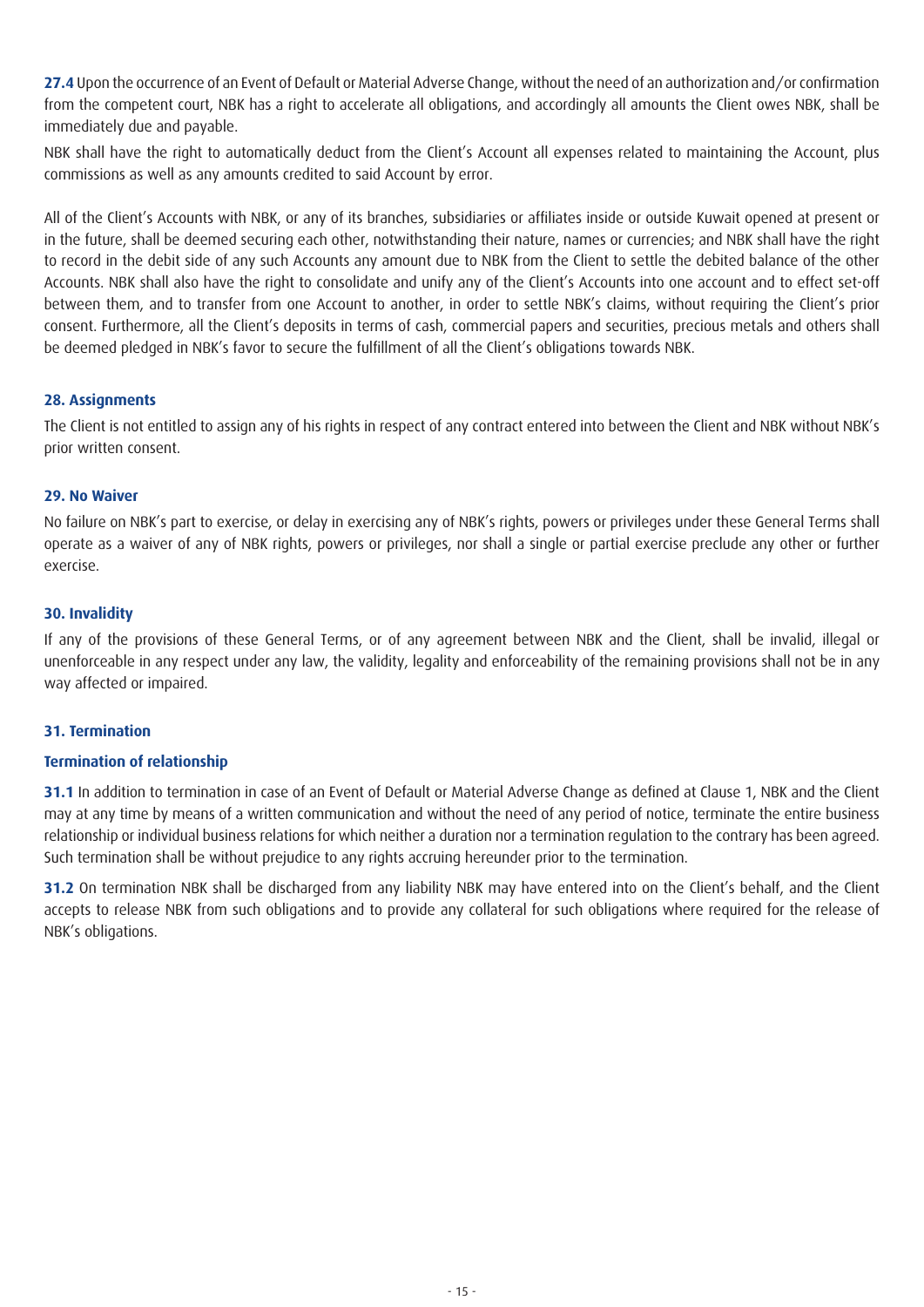**27.4** Upon the occurrence of an Event of Default or Material Adverse Change, without the need of an authorization and/or confirmation from the competent court, NBK has a right to accelerate all obligations, and accordingly all amounts the Client owes NBK, shall be immediately due and payable.

NBK shall have the right to automatically deduct from the Client's Account all expenses related to maintaining the Account, plus commissions as well as any amounts credited to said Account by error.

All of the Client's Accounts with NBK, or any of its branches, subsidiaries or affiliates inside or outside Kuwait opened at present or in the future, shall be deemed securing each other, notwithstanding their nature, names or currencies; and NBK shall have the right to record in the debit side of any such Accounts any amount due to NBK from the Client to settle the debited balance of the other Accounts. NBK shall also have the right to consolidate and unify any of the Client's Accounts into one account and to effect set-off between them, and to transfer from one Account to another, in order to settle NBK's claims, without requiring the Client's prior consent. Furthermore, all the Client's deposits in terms of cash, commercial papers and securities, precious metals and others shall be deemed pledged in NBK's favor to secure the fulfillment of all the Client's obligations towards NBK.

## 28. Assignments

The Client is not entitled to assign any of his rights in respect of any contract entered into between the Client and NBK without NBK's prior written consent.

## 29. No Waiver

No failure on NBK's part to exercise, or delay in exercising any of NBK's rights, powers or privileges under these General Terms shall operate as a waiver of any of NBK rights, powers or privileges, nor shall a single or partial exercise preclude any other or further exercise.

## 30. Invalidity

If any of the provisions of these General Terms, or of any agreement between NBK and the Client, shall be invalid, illegal or unenforceable in any respect under any law, the validity, legality and enforceability of the remaining provisions shall not be in any way affected or impaired.

## 31. Termination

### Termination of relationship

**31.1** In addition to termination in case of an Event of Default or Material Adverse Change as defined at Clause 1, NBK and the Client may at any time by means of a written communication and without the need of any period of notice, terminate the entire business relationship or individual business relations for which neither a duration nor a termination regulation to the contrary has been agreed. Such termination shall be without prejudice to any rights accruing hereunder prior to the termination.

**31.2** On termination NBK shall be discharged from any liability NBK may have entered into on the Client's behalf, and the Client accepts to release NBK from such obligations and to provide any collateral for such obligations where required for the release of NBK's obligations.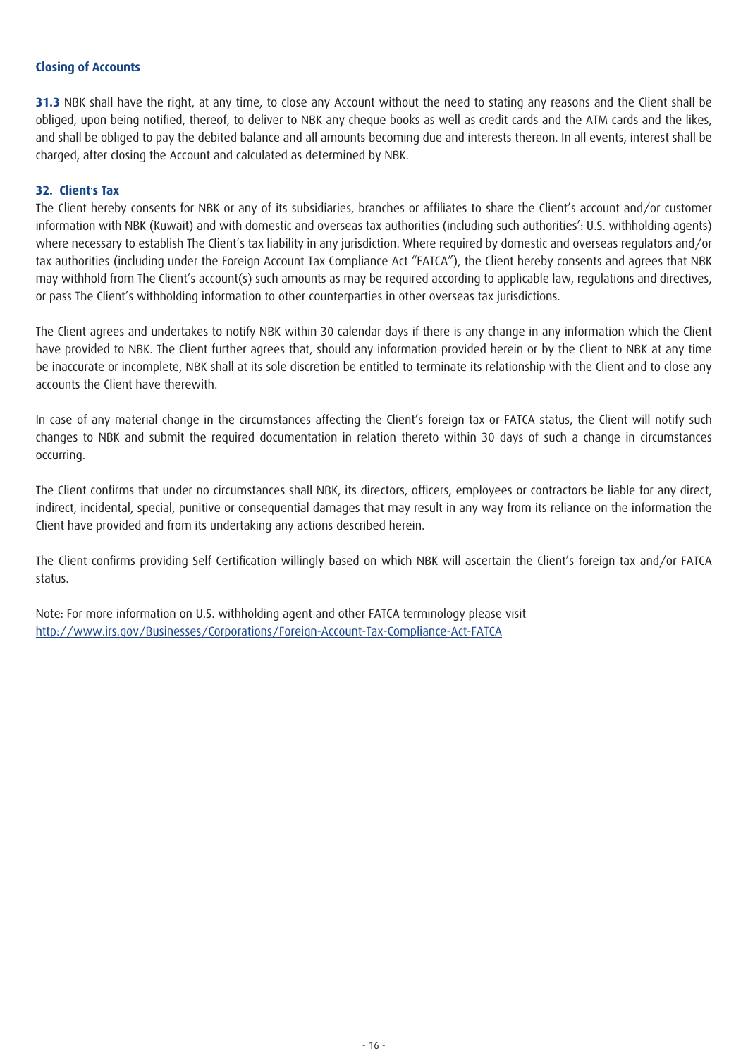**Closing of Accounts**

**31.3** NBK shall have the right, at any time, to close any Account without the need to stating any reasons and the Client shall be obliged, upon being notified, thereof, to deliver to NBK any cheque books as well as credit cards and the ATM cards and the likes, and shall be obliged to pay the debited balance and all amounts becoming due and interests thereon. In all events, interest shall be charged, after closing the Account and calculated as determined by NBK.

## 32. Client's Tax

The Client hereby consents for NBK or any of its subsidiaries, branches or affiliates to share the Client's account and/or customer information with NBK (Kuwait) and with domestic and overseas tax authorities (including such authorities': U.S. withholding agents) where necessary to establish The Client's tax liability in any jurisdiction. Where required by domestic and overseas regulators and/or tax authorities (including under the Foreign Account Tax Compliance Act "FATCA"), the Client hereby consents and agrees that NBK may withhold from The Client's account(s) such amounts as may be required according to applicable law, regulations and directives, or pass The Client's withholding information to other counterparties in other overseas tax jurisdictions.

The Client agrees and undertakes to notify NBK within 30 calendar days if there is any change in any information which the Client have provided to NBK. The Client further agrees that, should any information provided herein or by the Client to NBK at any time be inaccurate or incomplete, NBK shall at its sole discretion be entitled to terminate its relationship with the Client and to close any accounts the Client have therewith.

In case of any material change in the circumstances affecting the Client's foreign tax or FATCA status, the Client will notify such changes to NBK and submit the required documentation in relation thereto within 30 days of such a change in circumstances occurring.

The Client confirms that under no circumstances shall NBK, its directors, officers, employees or contractors be liable for any direct, indirect, incidental, special, punitive or consequential damages that may result in any way from its reliance on the information the Client have provided and from its undertaking any actions described herein.

The Client confirms providing Self Certification willingly based on which NBK will ascertain the Client's foreign tax and/or FATCA status.

Note: For more information on U.S. withholding agent and other FATCA terminology please visit
http://www.irs.gov/Businesses/Corporations/Foreign-Account-Tax-Compliance-Act-FATCA